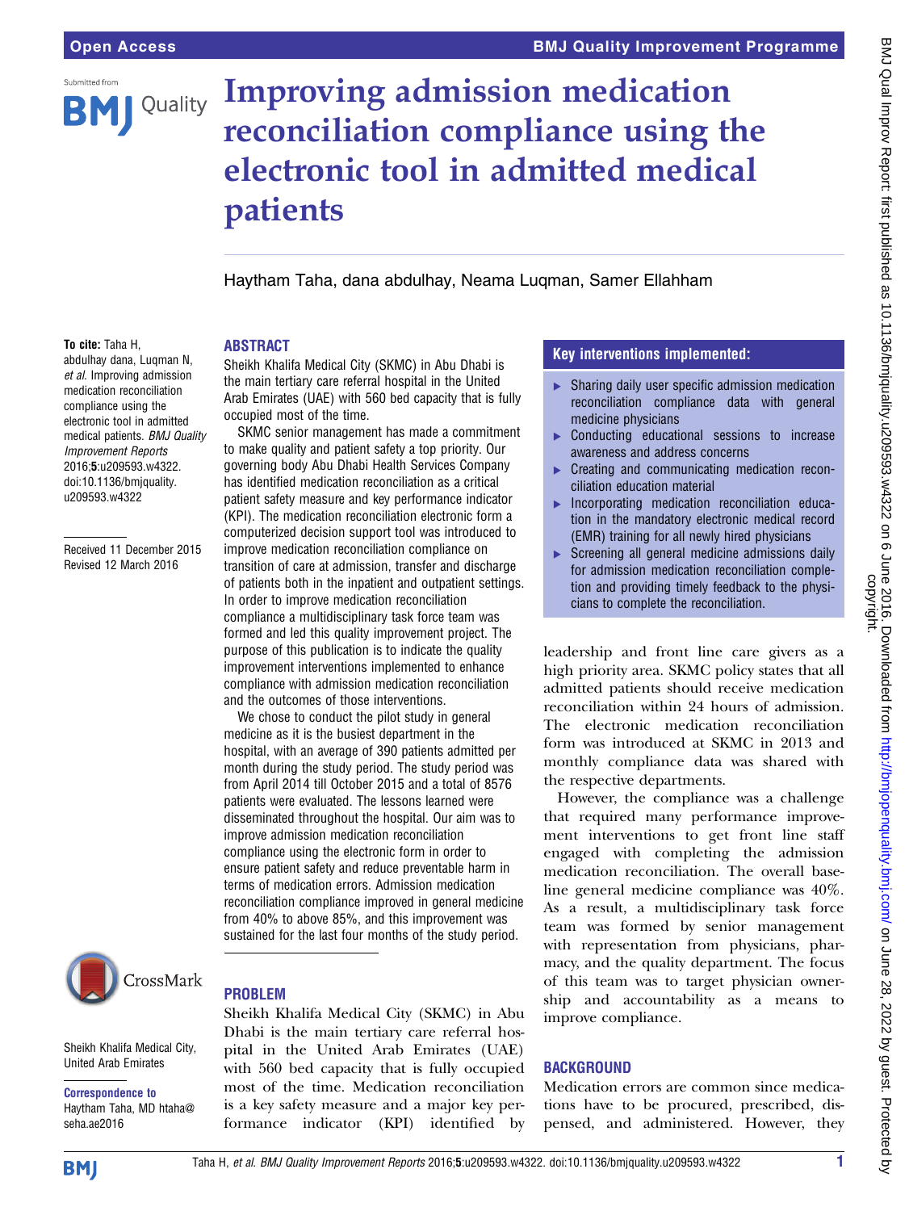# Improving admission medication reconciliation compliance using the electronic tool in admitted medical patients

Haytham Taha, dana abdulhay, Neama Luqman, Samer Ellahham

**To cite:** Taha H, abdulhay dana, Luqman N, *et al*. Improving admission medication reconciliation compliance using the electronic tool in admitted medical patients. *BMJ Quality Improvement Reports* 2016;**5**:u209593.w4322. doi:10.1136/bmjquality.u209593.w4322

Received 11 December 2015
Revised 12 March 2016

Sheikh Khalifa Medical City, United Arab Emirates

**Correspondence to**
Haytham Taha, MD htaha@seha.ae2016

## ABSTRACT

Sheikh Khalifa Medical City (SKMC) in Abu Dhabi is the main tertiary care referral hospital in the United Arab Emirates (UAE) with 560 bed capacity that is fully occupied most of the time.

SKMC senior management has made a commitment to make quality and patient safety a top priority. Our governing body Abu Dhabi Health Services Company has identified medication reconciliation as a critical patient safety measure and key performance indicator (KPI). The medication reconciliation electronic form a computerized decision support tool was introduced to improve medication reconciliation compliance on transition of care at admission, transfer and discharge of patients both in the inpatient and outpatient settings. In order to improve medication reconciliation compliance a multidisciplinary task force team was formed and led this quality improvement project. The purpose of this publication is to indicate the quality improvement interventions implemented to enhance compliance with admission medication reconciliation and the outcomes of those interventions.

We chose to conduct the pilot study in general medicine as it is the busiest department in the hospital, with an average of 390 patients admitted per month during the study period. The study period was from April 2014 till October 2015 and a total of 8576 patients were evaluated. The lessons learned were disseminated throughout the hospital. Our aim was to improve admission medication reconciliation compliance using the electronic form in order to ensure patient safety and reduce preventable harm in terms of medication errors. Admission medication reconciliation compliance improved in general medicine from 40% to above 85%, and this improvement was sustained for the last four months of the study period.

## PROBLEM

Sheikh Khalifa Medical City (SKMC) in Abu Dhabi is the main tertiary care referral hospital in the United Arab Emirates (UAE) with 560 bed capacity that is fully occupied most of the time. Medication reconciliation is a key safety measure and a major key performance indicator (KPI) identified by leadership and front line care givers as a high priority area. SKMC policy states that all admitted patients should receive medication reconciliation within 24 hours of admission. The electronic medication reconciliation form was introduced at SKMC in 2013 and monthly compliance data was shared with the respective departments.

However, the compliance was a challenge that required many performance improvement interventions to get front line staff engaged with completing the admission medication reconciliation. The overall baseline general medicine compliance was 40%. As a result, a multidisciplinary task force team was formed by senior management with representation from physicians, pharmacy, and the quality department. The focus of this team was to target physician ownership and accountability as a means to improve compliance.

### Key interventions implemented:

- Sharing daily user specific admission medication reconciliation compliance data with general medicine physicians
- Conducting educational sessions to increase awareness and address concerns
- Creating and communicating medication reconciliation education material
- Incorporating medication reconciliation education in the mandatory electronic medical record (EMR) training for all newly hired physicians
- Screening all general medicine admissions daily for admission medication reconciliation completion and providing timely feedback to the physicians to complete the reconciliation.

## BACKGROUND

Medication errors are common since medications have to be procured, prescribed, dispensed, and administered. However, they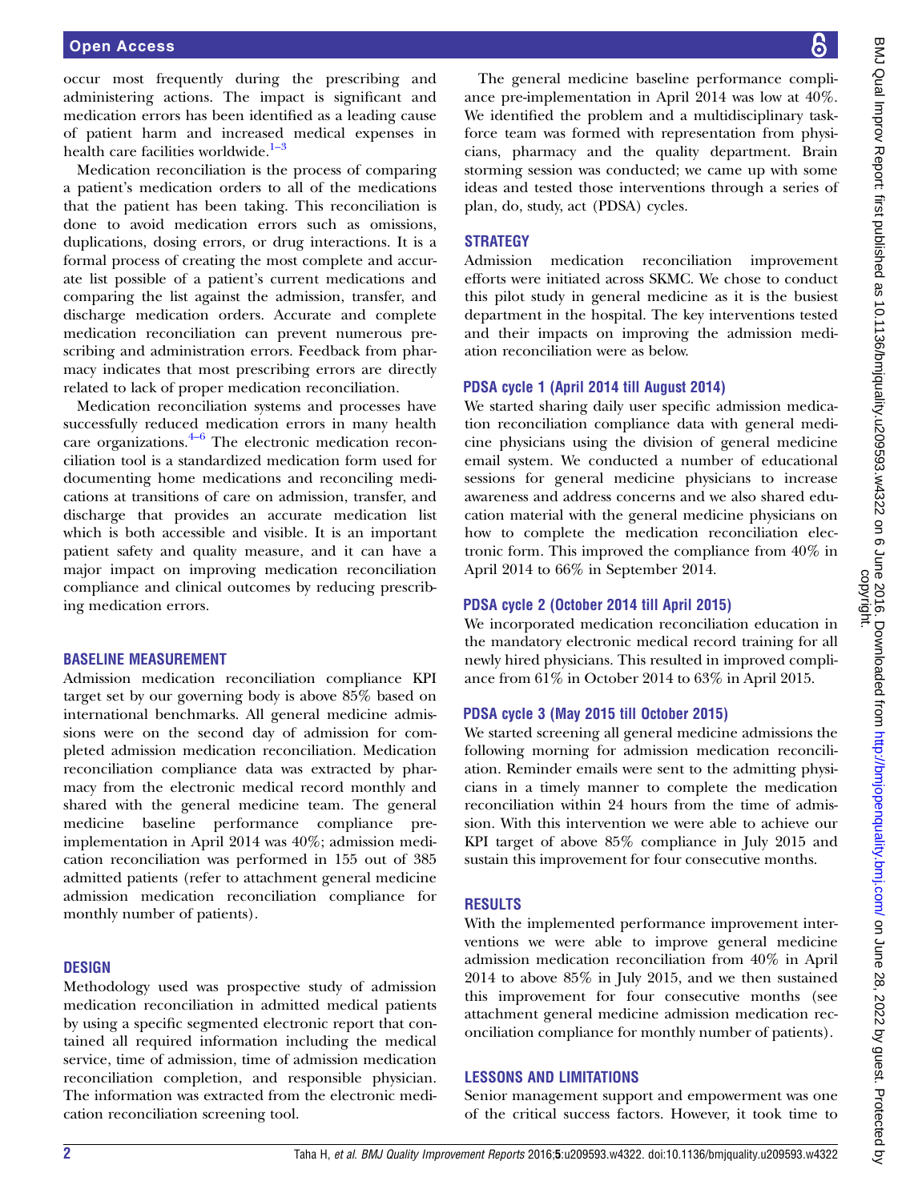occur most frequently during the prescribing and administering actions. The impact is significant and medication errors has been identified as a leading cause of patient harm and increased medical expenses in health care facilities worldwide.[1–3]

Medication reconciliation is the process of comparing a patient's medication orders to all of the medications that the patient has been taking. This reconciliation is done to avoid medication errors such as omissions, duplications, dosing errors, or drug interactions. It is a formal process of creating the most complete and accurate list possible of a patient's current medications and comparing the list against the admission, transfer, and discharge medication orders. Accurate and complete medication reconciliation can prevent numerous prescribing and administration errors. Feedback from pharmacy indicates that most prescribing errors are directly related to lack of proper medication reconciliation.

Medication reconciliation systems and processes have successfully reduced medication errors in many health care organizations.[4–6] The electronic medication reconciliation tool is a standardized medication form used for documenting home medications and reconciling medications at transitions of care on admission, transfer, and discharge that provides an accurate medication list which is both accessible and visible. It is an important patient safety and quality measure, and it can have a major impact on improving medication reconciliation compliance and clinical outcomes by reducing prescribing medication errors.

## BASELINE MEASUREMENT

Admission medication reconciliation compliance KPI target set by our governing body is above 85% based on international benchmarks. All general medicine admissions were on the second day of admission for completed admission medication reconciliation. Medication reconciliation compliance data was extracted by pharmacy from the electronic medical record monthly and shared with the general medicine team. The general medicine baseline performance compliance pre-implementation in April 2014 was 40%; admission medication reconciliation was performed in 155 out of 385 admitted patients (refer to attachment general medicine admission medication reconciliation compliance for monthly number of patients).

## DESIGN

Methodology used was prospective study of admission medication reconciliation in admitted medical patients by using a specific segmented electronic report that contained all required information including the medical service, time of admission, time of admission medication reconciliation completion, and responsible physician. The information was extracted from the electronic medication reconciliation screening tool.

The general medicine baseline performance compliance pre-implementation in April 2014 was low at 40%. We identified the problem and a multidisciplinary taskforce team was formed with representation from physicians, pharmacy and the quality department. Brain storming session was conducted; we came up with some ideas and tested those interventions through a series of plan, do, study, act (PDSA) cycles.

## STRATEGY

Admission medication reconciliation improvement efforts were initiated across SKMC. We chose to conduct this pilot study in general medicine as it is the busiest department in the hospital. The key interventions tested and their impacts on improving the admission mediation reconciliation were as below.

### PDSA cycle 1 (April 2014 till August 2014)

We started sharing daily user specific admission medication reconciliation compliance data with general medicine physicians using the division of general medicine email system. We conducted a number of educational sessions for general medicine physicians to increase awareness and address concerns and we also shared education material with the general medicine physicians on how to complete the medication reconciliation electronic form. This improved the compliance from 40% in April 2014 to 66% in September 2014.

### PDSA cycle 2 (October 2014 till April 2015)

We incorporated medication reconciliation education in the mandatory electronic medical record training for all newly hired physicians. This resulted in improved compliance from 61% in October 2014 to 63% in April 2015.

### PDSA cycle 3 (May 2015 till October 2015)

We started screening all general medicine admissions the following morning for admission medication reconciliation. Reminder emails were sent to the admitting physicians in a timely manner to complete the medication reconciliation within 24 hours from the time of admission. With this intervention we were able to achieve our KPI target of above 85% compliance in July 2015 and sustain this improvement for four consecutive months.

## RESULTS

With the implemented performance improvement interventions we were able to improve general medicine admission medication reconciliation from 40% in April 2014 to above 85% in July 2015, and we then sustained this improvement for four consecutive months (see attachment general medicine admission medication reconciliation compliance for monthly number of patients).

## LESSONS AND LIMITATIONS

Senior management support and empowerment was one of the critical success factors. However, it took time to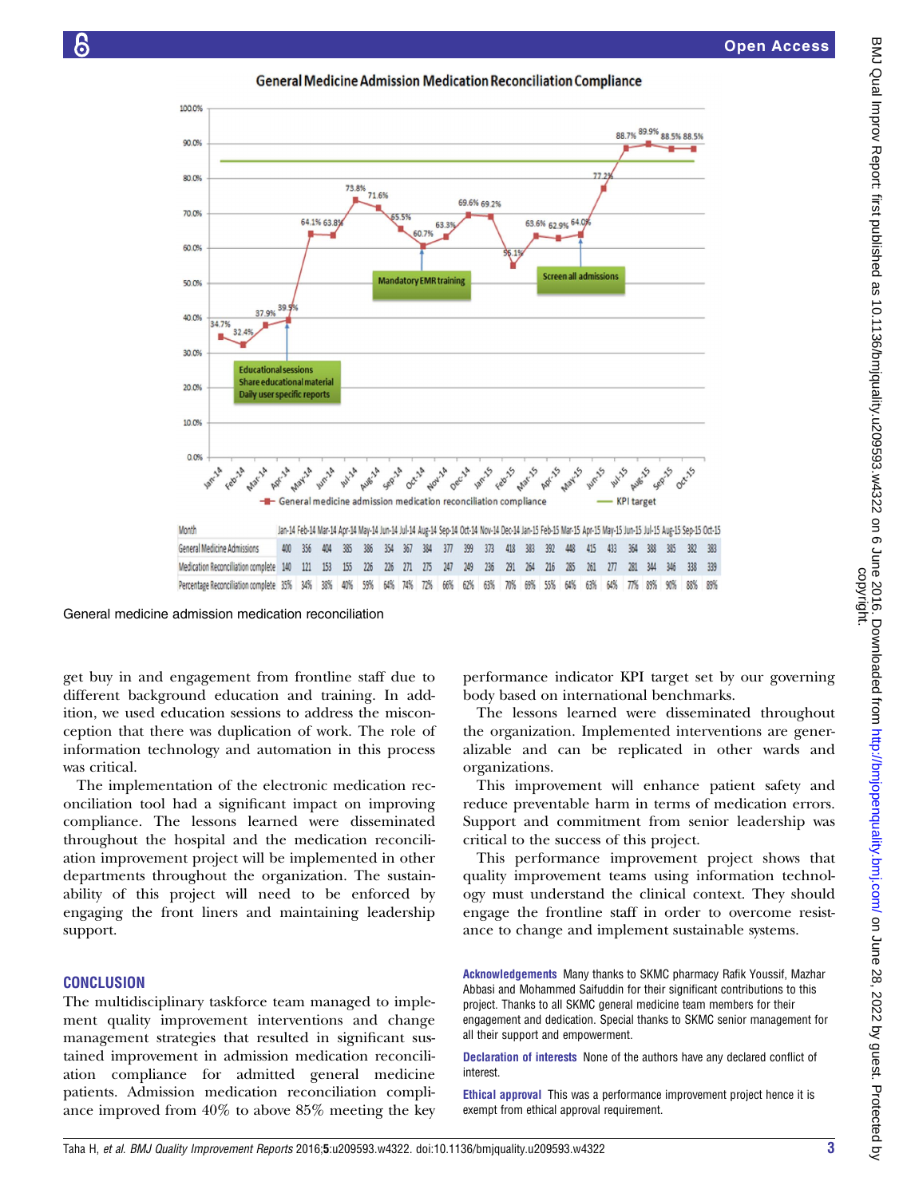General Medicine Admission Medication Reconciliation Compliance

| Month | Jan-14 | Feb-14 | Mar-14 | Apr-14 | May-14 | Jun-14 | Jul-14 | Aug-14 | Sep-14 | Oct-14 | Nov-14 | Dec-14 | Jan-15 | Feb-15 | Mar-15 | Apr-15 | May-15 | Jun-15 | Jul-15 | Aug-15 | Sep-15 | Oct-15 |
|---|---|---|---|---|---|---|---|---|---|---|---|---|---|---|---|---|---|---|---|---|---|---|
| General Medicine Admissions | 400 | 356 | 404 | 385 | 386 | 354 | 367 | 384 | 377 | 399 | 373 | 418 | 383 | 392 | 448 | 415 | 433 | 364 | 388 | 385 | 382 | 383 |
| Medication Reconciliation complete | 140 | 121 | 153 | 155 | 226 | 226 | 271 | 275 | 247 | 249 | 236 | 291 | 264 | 216 | 285 | 261 | 277 | 281 | 344 | 346 | 338 | 339 |
| Percentage Reconciliation complete | 35% | 34% | 38% | 40% | 59% | 64% | 74% | 72% | 66% | 62% | 63% | 70% | 69% | 55% | 64% | 63% | 64% | 77% | 89% | 90% | 88% | 89% |

General medicine admission medication reconciliation

get buy in and engagement from frontline staff due to different background education and training. In addition, we used education sessions to address the misconception that there was duplication of work. The role of information technology and automation in this process was critical.

The implementation of the electronic medication reconciliation tool had a significant impact on improving compliance. The lessons learned were disseminated throughout the hospital and the medication reconciliation improvement project will be implemented in other departments throughout the organization. The sustainability of this project will need to be enforced by engaging the front liners and maintaining leadership support.

## CONCLUSION

The multidisciplinary taskforce team managed to implement quality improvement interventions and change management strategies that resulted in significant sustained improvement in admission medication reconciliation compliance for admitted general medicine patients. Admission medication reconciliation compliance improved from 40% to above 85% meeting the key performance indicator KPI target set by our governing body based on international benchmarks.

The lessons learned were disseminated throughout the organization. Implemented interventions are generalizable and can be replicated in other wards and organizations.

This improvement will enhance patient safety and reduce preventable harm in terms of medication errors. Support and commitment from senior leadership was critical to the success of this project.

This performance improvement project shows that quality improvement teams using information technology must understand the clinical context. They should engage the frontline staff in order to overcome resistance to change and implement sustainable systems.

**Acknowledgements** Many thanks to SKMC pharmacy Rafik Youssif, Mazhar Abbasi and Mohammed Saifuddin for their significant contributions to this project. Thanks to all SKMC general medicine team members for their engagement and dedication. Special thanks to SKMC senior management for all their support and empowerment.

**Declaration of interests** None of the authors have any declared conflict of interest.

**Ethical approval** This was a performance improvement project hence it is exempt from ethical approval requirement.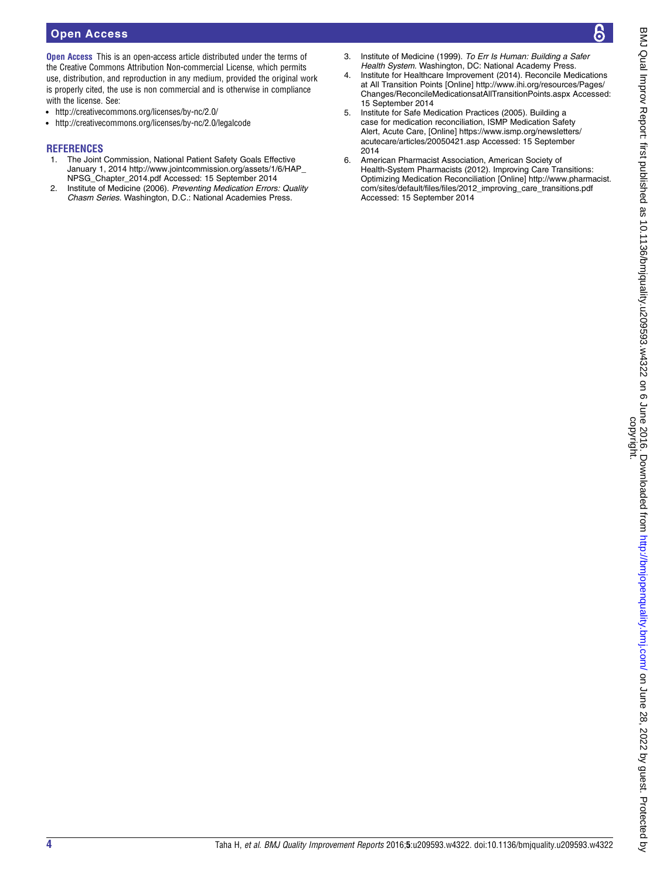**Open Access** This is an open-access article distributed under the terms of the Creative Commons Attribution Non-commercial License, which permits use, distribution, and reproduction in any medium, provided the original work is properly cited, the use is non commercial and is otherwise in compliance with the license. See:

- http://creativecommons.org/licenses/by-nc/2.0/
- http://creativecommons.org/licenses/by-nc/2.0/legalcode

## REFERENCES

1. The Joint Commission, National Patient Safety Goals Effective January 1, 2014 http://www.jointcommission.org/assets/1/6/HAP_NPSG_Chapter_2014.pdf Accessed: 15 September 2014
2. Institute of Medicine (2006). *Preventing Medication Errors: Quality Chasm Series.* Washington, D.C.: National Academies Press.
3. Institute of Medicine (1999). *To Err Is Human: Building a Safer Health System.* Washington, DC: National Academy Press.
4. Institute for Healthcare Improvement (2014). Reconcile Medications at All Transition Points [Online] http://www.ihi.org/resources/Pages/Changes/ReconcileMedicationsatAllTransitionPoints.aspx Accessed: 15 September 2014
5. Institute for Safe Medication Practices (2005). Building a case for medication reconciliation, ISMP Medication Safety Alert, Acute Care, [Online] https://www.ismp.org/newsletters/acutecare/articles/20050421.asp Accessed: 15 September 2014
6. American Pharmacist Association, American Society of Health-System Pharmacists (2012). Improving Care Transitions: Optimizing Medication Reconciliation [Online] http://www.pharmacist.com/sites/default/files/files/2012_improving_care_transitions.pdf Accessed: 15 September 2014